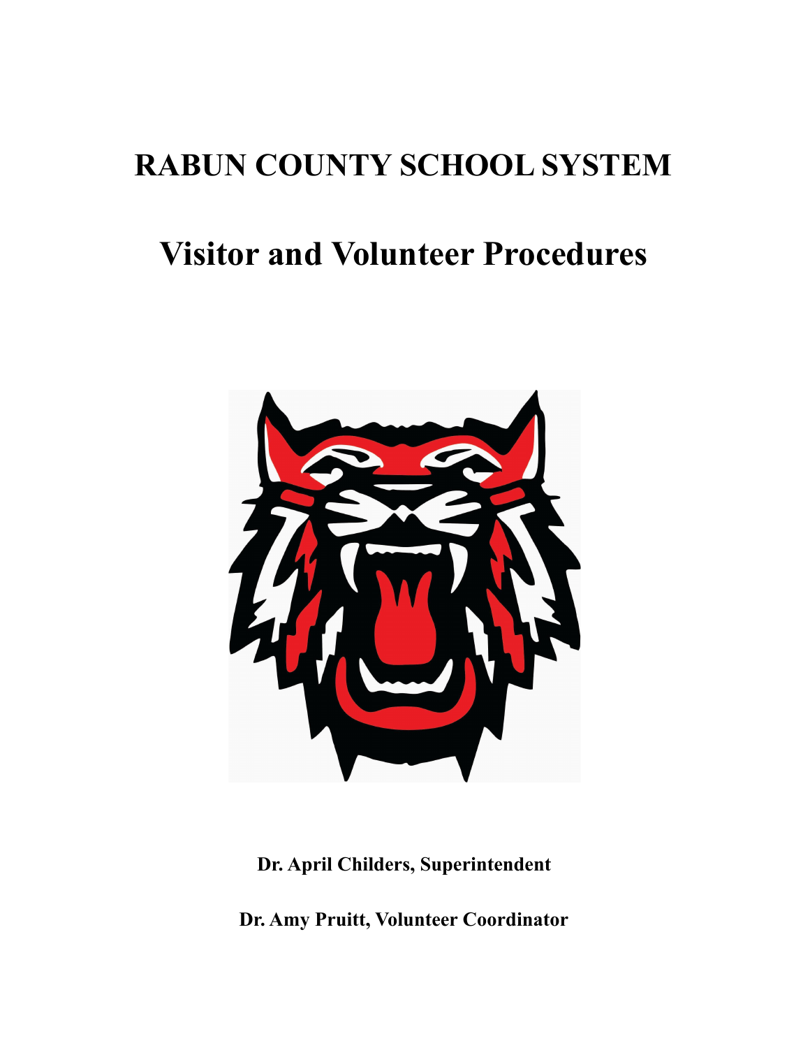# RABUN COUNTY SCHOOL SYSTEM

# Visitor and Volunteer Procedures

**Dr. April Childers, Superintendent**

**Dr. Amy Pruitt, Volunteer Coordinator**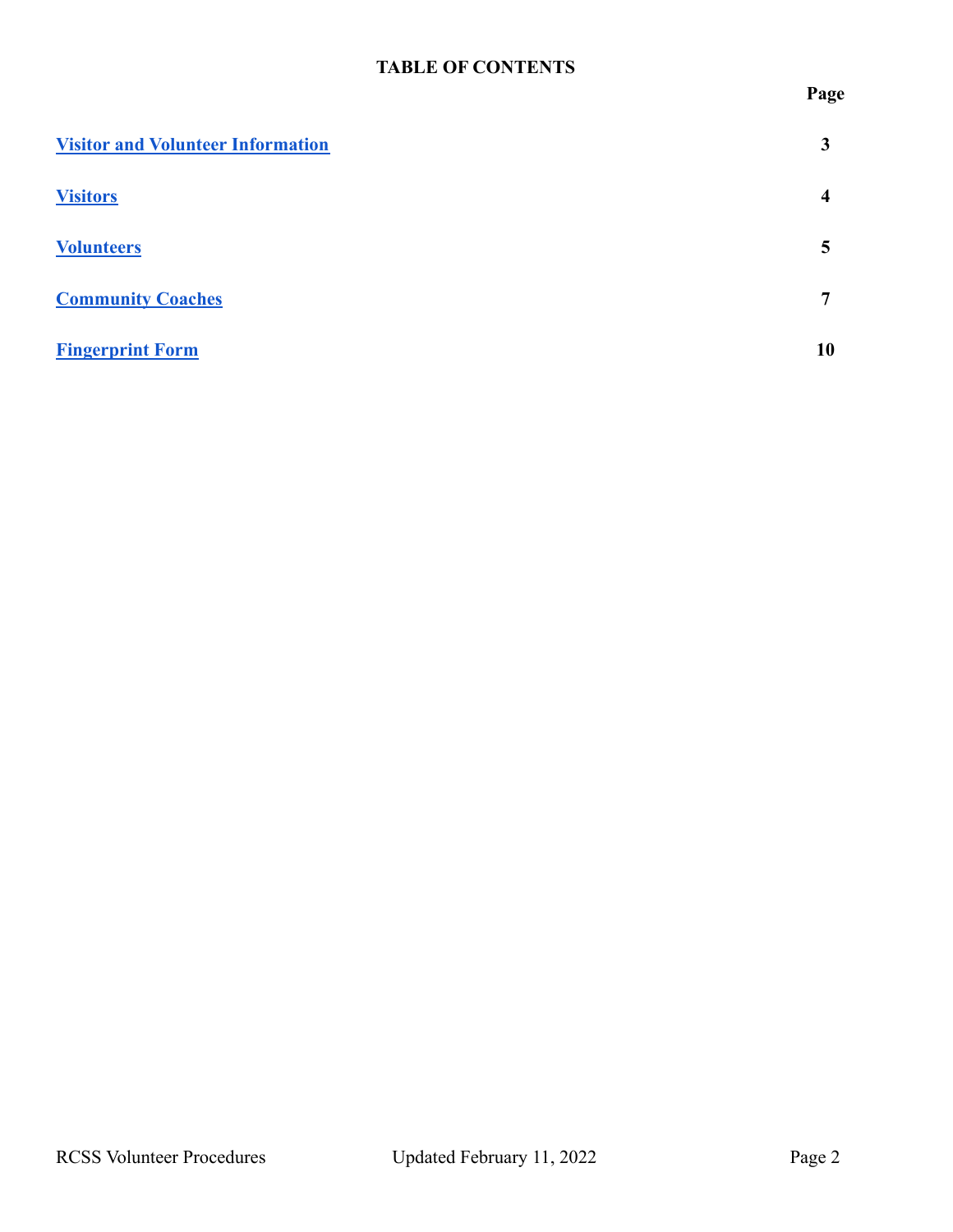**TABLE OF CONTENTS**

| | Page |
|---|---|
| **Visitor and Volunteer Information** | **3** |
| **Visitors** | **4** |
| **Volunteers** | **5** |
| **Community Coaches** | **7** |
| **Fingerprint Form** | **10** |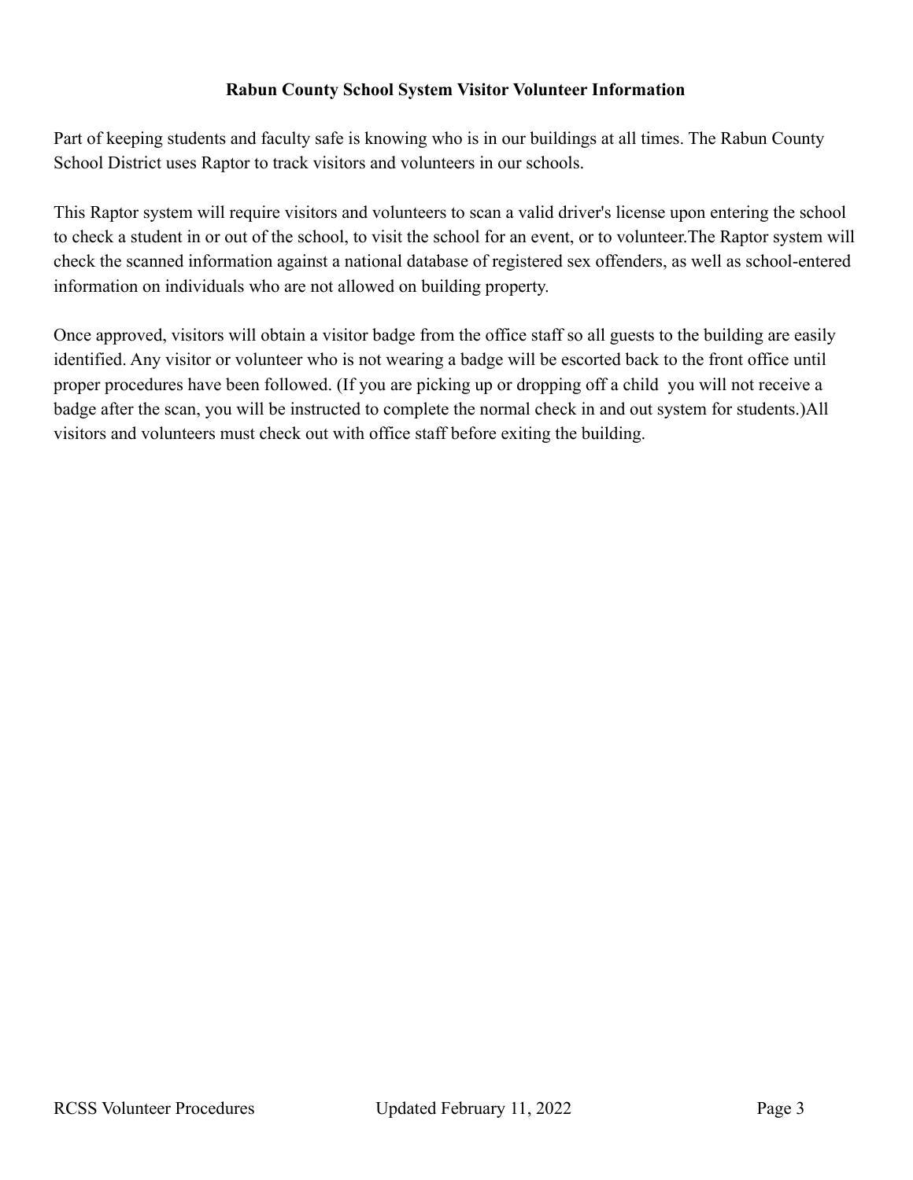## Rabun County School System Visitor Volunteer Information

Part of keeping students and faculty safe is knowing who is in our buildings at all times. The Rabun County School District uses Raptor to track visitors and volunteers in our schools.

This Raptor system will require visitors and volunteers to scan a valid driver's license upon entering the school to check a student in or out of the school, to visit the school for an event, or to volunteer.The Raptor system will check the scanned information against a national database of registered sex offenders, as well as school-entered information on individuals who are not allowed on building property.

Once approved, visitors will obtain a visitor badge from the office staff so all guests to the building are easily identified. Any visitor or volunteer who is not wearing a badge will be escorted back to the front office until proper procedures have been followed. (If you are picking up or dropping off a child  you will not receive a badge after the scan, you will be instructed to complete the normal check in and out system for students.)All visitors and volunteers must check out with office staff before exiting the building.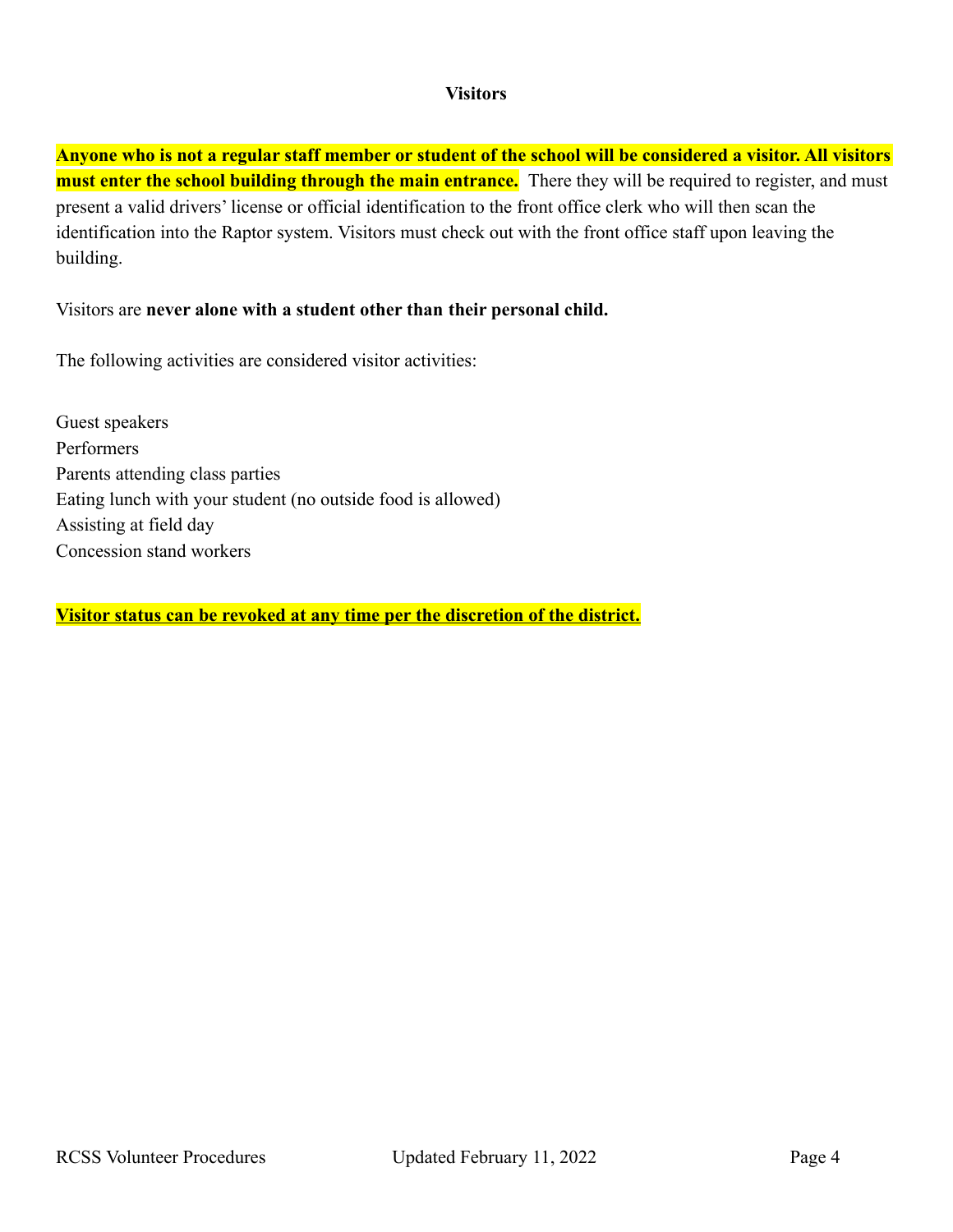## Visitors

**Anyone who is not a regular staff member or student of the school will be considered a visitor. All visitors must enter the school building through the main entrance.** There they will be required to register, and must present a valid drivers' license or official identification to the front office clerk who will then scan the identification into the Raptor system. Visitors must check out with the front office staff upon leaving the building.

Visitors are **never alone with a student other than their personal child.**

The following activities are considered visitor activities:

Guest speakers
Performers
Parents attending class parties
Eating lunch with your student (no outside food is allowed)
Assisting at field day
Concession stand workers

**Visitor status can be revoked at any time per the discretion of the district.**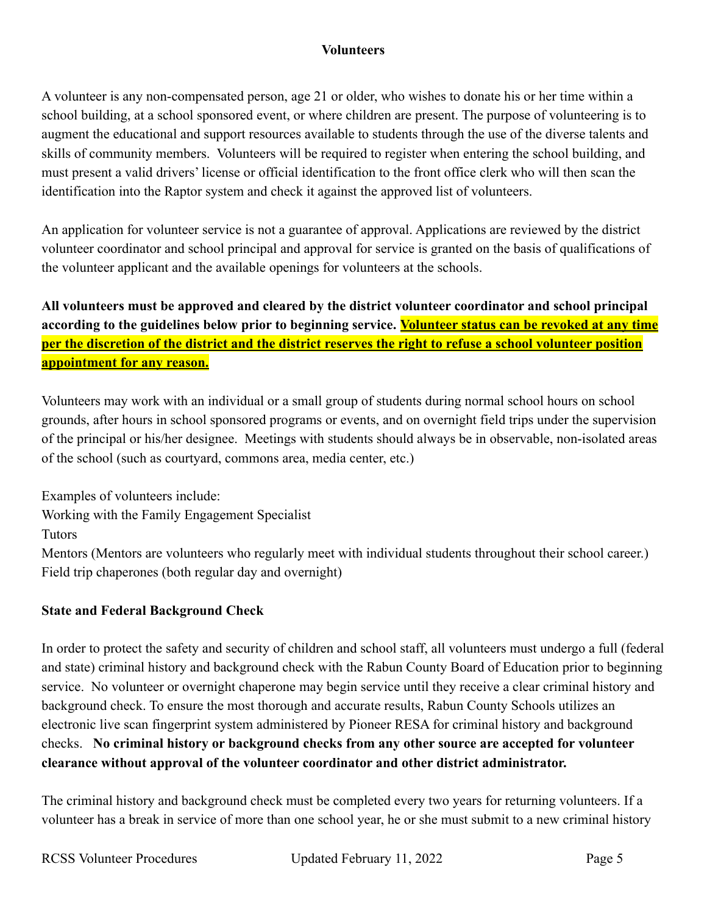## Volunteers

A volunteer is any non-compensated person, age 21 or older, who wishes to donate his or her time within a school building, at a school sponsored event, or where children are present. The purpose of volunteering is to augment the educational and support resources available to students through the use of the diverse talents and skills of community members. Volunteers will be required to register when entering the school building, and must present a valid drivers' license or official identification to the front office clerk who will then scan the identification into the Raptor system and check it against the approved list of volunteers.

An application for volunteer service is not a guarantee of approval. Applications are reviewed by the district volunteer coordinator and school principal and approval for service is granted on the basis of qualifications of the volunteer applicant and the available openings for volunteers at the schools.

**All volunteers must be approved and cleared by the district volunteer coordinator and school principal according to the guidelines below prior to beginning service. <u>Volunteer status can be revoked at any time per the discretion of the district and the district reserves the right to refuse a school volunteer position appointment for any reason.</u>**

Volunteers may work with an individual or a small group of students during normal school hours on school grounds, after hours in school sponsored programs or events, and on overnight field trips under the supervision of the principal or his/her designee. Meetings with students should always be in observable, non-isolated areas of the school (such as courtyard, commons area, media center, etc.)

Examples of volunteers include:
Working with the Family Engagement Specialist
Tutors
Mentors (Mentors are volunteers who regularly meet with individual students throughout their school career.)
Field trip chaperones (both regular day and overnight)

### State and Federal Background Check

In order to protect the safety and security of children and school staff, all volunteers must undergo a full (federal and state) criminal history and background check with the Rabun County Board of Education prior to beginning service. No volunteer or overnight chaperone may begin service until they receive a clear criminal history and background check. To ensure the most thorough and accurate results, Rabun County Schools utilizes an electronic live scan fingerprint system administered by Pioneer RESA for criminal history and background checks. **No criminal history or background checks from any other source are accepted for volunteer clearance without approval of the volunteer coordinator and other district administrator.**

The criminal history and background check must be completed every two years for returning volunteers. If a volunteer has a break in service of more than one school year, he or she must submit to a new criminal history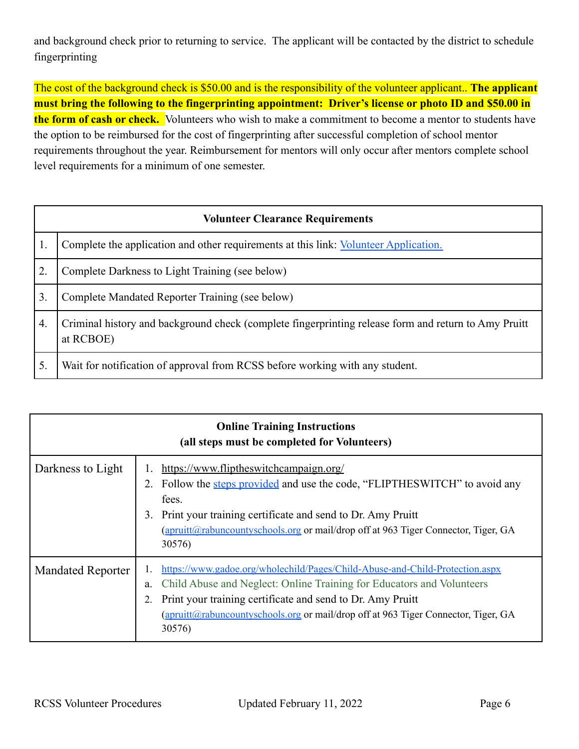and background check prior to returning to service. The applicant will be contacted by the district to schedule fingerprinting

The cost of the background check is $50.00 and is the responsibility of the volunteer applicant.. **The applicant must bring the following to the fingerprinting appointment: Driver's license or photo ID and $50.00 in the form of cash or check.** Volunteers who wish to make a commitment to become a mentor to students have the option to be reimbursed for the cost of fingerprinting after successful completion of school mentor requirements throughout the year. Reimbursement for mentors will only occur after mentors complete school level requirements for a minimum of one semester.

| **Volunteer Clearance Requirements** | |
|---|---|
| 1. | Complete the application and other requirements at this link: [Volunteer Application.]() |
| 2. | Complete Darkness to Light Training (see below) |
| 3. | Complete Mandated Reporter Training (see below) |
| 4. | Criminal history and background check (complete fingerprinting release form and return to Amy Pruitt at RCBOE) |
| 5. | Wait for notification of approval from RCSS before working with any student. |

| **Online Training Instructions (all steps must be completed for Volunteers)** | |
|---|---|
| Darkness to Light | 1. https://www.fliptheswitchcampaign.org/ <br> 2. Follow the steps provided and use the code, "FLIPTHESWITCH" to avoid any fees. <br> 3. Print your training certificate and send to Dr. Amy Pruitt (apruitt@rabuncountyschools.org or mail/drop off at 963 Tiger Connector, Tiger, GA 30576) |
| Mandated Reporter | 1. https://www.gadoe.org/wholechild/Pages/Child-Abuse-and-Child-Protection.aspx <br> a. Child Abuse and Neglect: Online Training for Educators and Volunteers <br> 2. Print your training certificate and send to Dr. Amy Pruitt (apruitt@rabuncountyschools.org or mail/drop off at 963 Tiger Connector, Tiger, GA 30576) |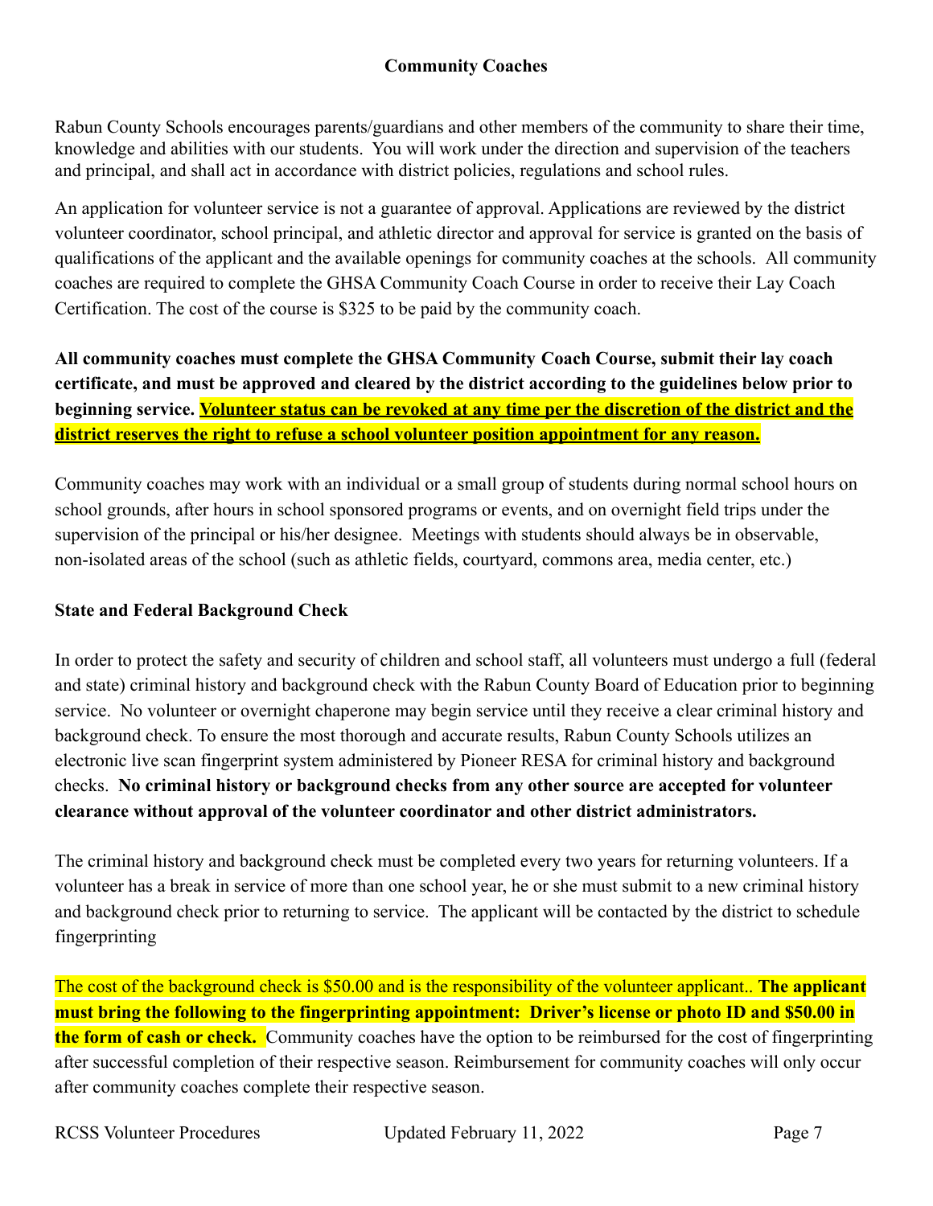## Community Coaches

Rabun County Schools encourages parents/guardians and other members of the community to share their time, knowledge and abilities with our students. You will work under the direction and supervision of the teachers and principal, and shall act in accordance with district policies, regulations and school rules.

An application for volunteer service is not a guarantee of approval. Applications are reviewed by the district volunteer coordinator, school principal, and athletic director and approval for service is granted on the basis of qualifications of the applicant and the available openings for community coaches at the schools. All community coaches are required to complete the GHSA Community Coach Course in order to receive their Lay Coach Certification. The cost of the course is $325 to be paid by the community coach.

**All community coaches must complete the GHSA Community Coach Course, submit their lay coach certificate, and must be approved and cleared by the district according to the guidelines below prior to beginning service. Volunteer status can be revoked at any time per the discretion of the district and the district reserves the right to refuse a school volunteer position appointment for any reason.**

Community coaches may work with an individual or a small group of students during normal school hours on school grounds, after hours in school sponsored programs or events, and on overnight field trips under the supervision of the principal or his/her designee. Meetings with students should always be in observable, non-isolated areas of the school (such as athletic fields, courtyard, commons area, media center, etc.)

### State and Federal Background Check

In order to protect the safety and security of children and school staff, all volunteers must undergo a full (federal and state) criminal history and background check with the Rabun County Board of Education prior to beginning service. No volunteer or overnight chaperone may begin service until they receive a clear criminal history and background check. To ensure the most thorough and accurate results, Rabun County Schools utilizes an electronic live scan fingerprint system administered by Pioneer RESA for criminal history and background checks. **No criminal history or background checks from any other source are accepted for volunteer clearance without approval of the volunteer coordinator and other district administrators.**

The criminal history and background check must be completed every two years for returning volunteers. If a volunteer has a break in service of more than one school year, he or she must submit to a new criminal history and background check prior to returning to service. The applicant will be contacted by the district to schedule fingerprinting

The cost of the background check is $50.00 and is the responsibility of the volunteer applicant.. **The applicant must bring the following to the fingerprinting appointment: Driver's license or photo ID and $50.00 in the form of cash or check.** Community coaches have the option to be reimbursed for the cost of fingerprinting after successful completion of their respective season. Reimbursement for community coaches will only occur after community coaches complete their respective season.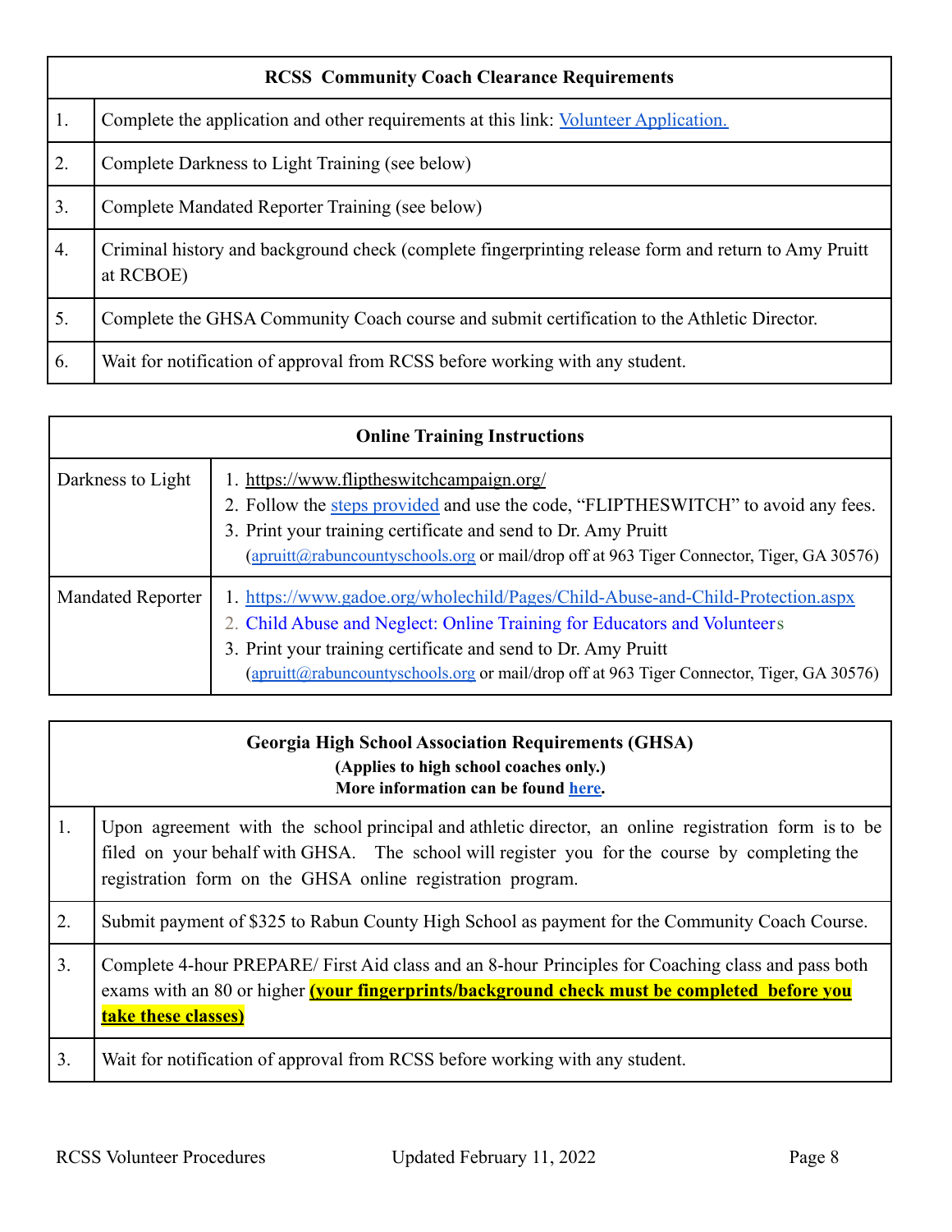| RCSS Community Coach Clearance Requirements | |
|---|---|
| 1. | Complete the application and other requirements at this link: Volunteer Application. |
| 2. | Complete Darkness to Light Training (see below) |
| 3. | Complete Mandated Reporter Training (see below) |
| 4. | Criminal history and background check (complete fingerprinting release form and return to Amy Pruitt at RCBOE) |
| 5. | Complete the GHSA Community Coach course and submit certification to the Athletic Director. |
| 6. | Wait for notification of approval from RCSS before working with any student. |

| Online Training Instructions | |
|---|---|
| Darkness to Light | 1. https://www.fliptheswitchcampaign.org/ <br> 2. Follow the steps provided and use the code, "FLIPTHESWITCH" to avoid any fees. <br> 3. Print your training certificate and send to Dr. Amy Pruitt (apruitt@rabuncountyschools.org or mail/drop off at 963 Tiger Connector, Tiger, GA 30576) |
| Mandated Reporter | 1. https://www.gadoe.org/wholechild/Pages/Child-Abuse-and-Child-Protection.aspx <br> 2. Child Abuse and Neglect: Online Training for Educators and Volunteers <br> 3. Print your training certificate and send to Dr. Amy Pruitt (apruitt@rabuncountyschools.org or mail/drop off at 963 Tiger Connector, Tiger, GA 30576) |

| Georgia High School Association Requirements (GHSA)<br>(Applies to high school coaches only.)<br>More information can be found **here**. | |
|---|---|
| 1. | Upon agreement with the school principal and athletic director, an online registration form is to be filed on your behalf with GHSA. The school will register you for the course by completing the registration form on the GHSA online registration program. |
| 2. | Submit payment of $325 to Rabun County High School as payment for the Community Coach Course. |
| 3. | Complete 4-hour PREPARE/ First Aid class and an 8-hour Principles for Coaching class and pass both exams with an 80 or higher **(your fingerprints/background check must be completed before you take these classes)** |
| 3. | Wait for notification of approval from RCSS before working with any student. |

RCSS Volunteer Procedures Updated February 11, 2022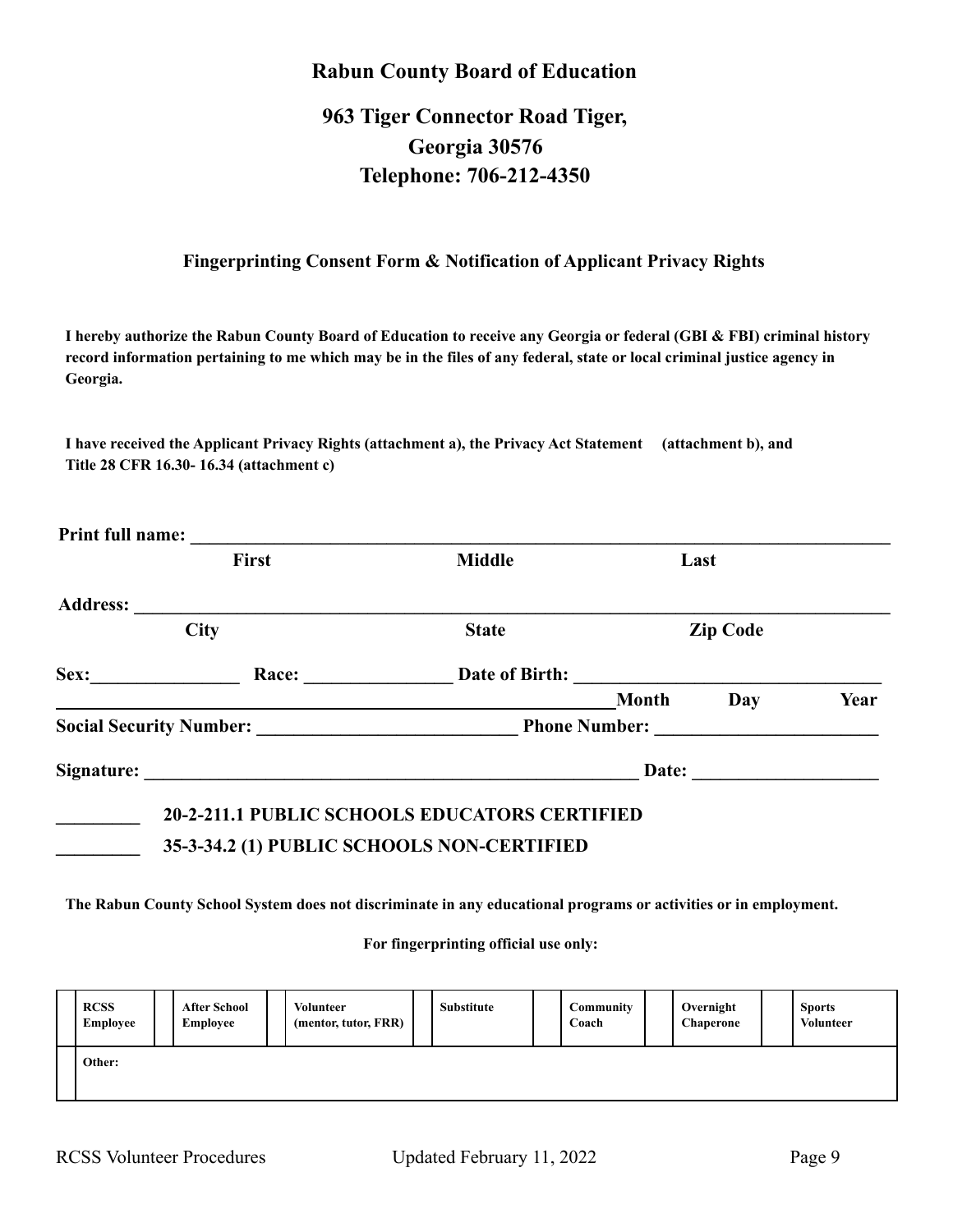# Rabun County Board of Education

## 963 Tiger Connector Road Tiger, Georgia 30576
## Telephone: 706-212-4350

### Fingerprinting Consent Form & Notification of Applicant Privacy Rights

**I hereby authorize the Rabun County Board of Education to receive any Georgia or federal (GBI & FBI) criminal history record information pertaining to me which may be in the files of any federal, state or local criminal justice agency in Georgia.**

**I have received the Applicant Privacy Rights (attachment a), the Privacy Act Statement (attachment b), and Title 28 CFR 16.30- 16.34 (attachment c)**

**Print full name:** ______________________________________________________________________________

**First** **Middle** **Last**

**Address:** _________________________________________________________________________________

**City** **State** **Zip Code**

**Sex:**________________ **Race:** ________________ **Date of Birth:** _________________________________

_____________________________________________________________**Month** **Day** **Year**

**Social Security Number:** ____________________________ **Phone Number:** ________________________

**Signature:** _______________________________________________________ **Date:** ____________________

_________ **20-2-211.1 PUBLIC SCHOOLS EDUCATORS CERTIFIED**

_________ **35-3-34.2 (1) PUBLIC SCHOOLS NON-CERTIFIED**

**The Rabun County School System does not discriminate in any educational programs or activities or in employment.**

**For fingerprinting official use only:**

| | | | | | | | | | | | | | |
|---|---|---|---|---|---|---|---|---|---|---|---|---|---|
| | **RCSS Employee** | | **After School Employee** | | **Volunteer (mentor, tutor, FRR)** | | **Substitute** | | **Community Coach** | | **Overnight Chaperone** | | **Sports Volunteer** |
| | **Other:** | | | | | | | | | | | | |